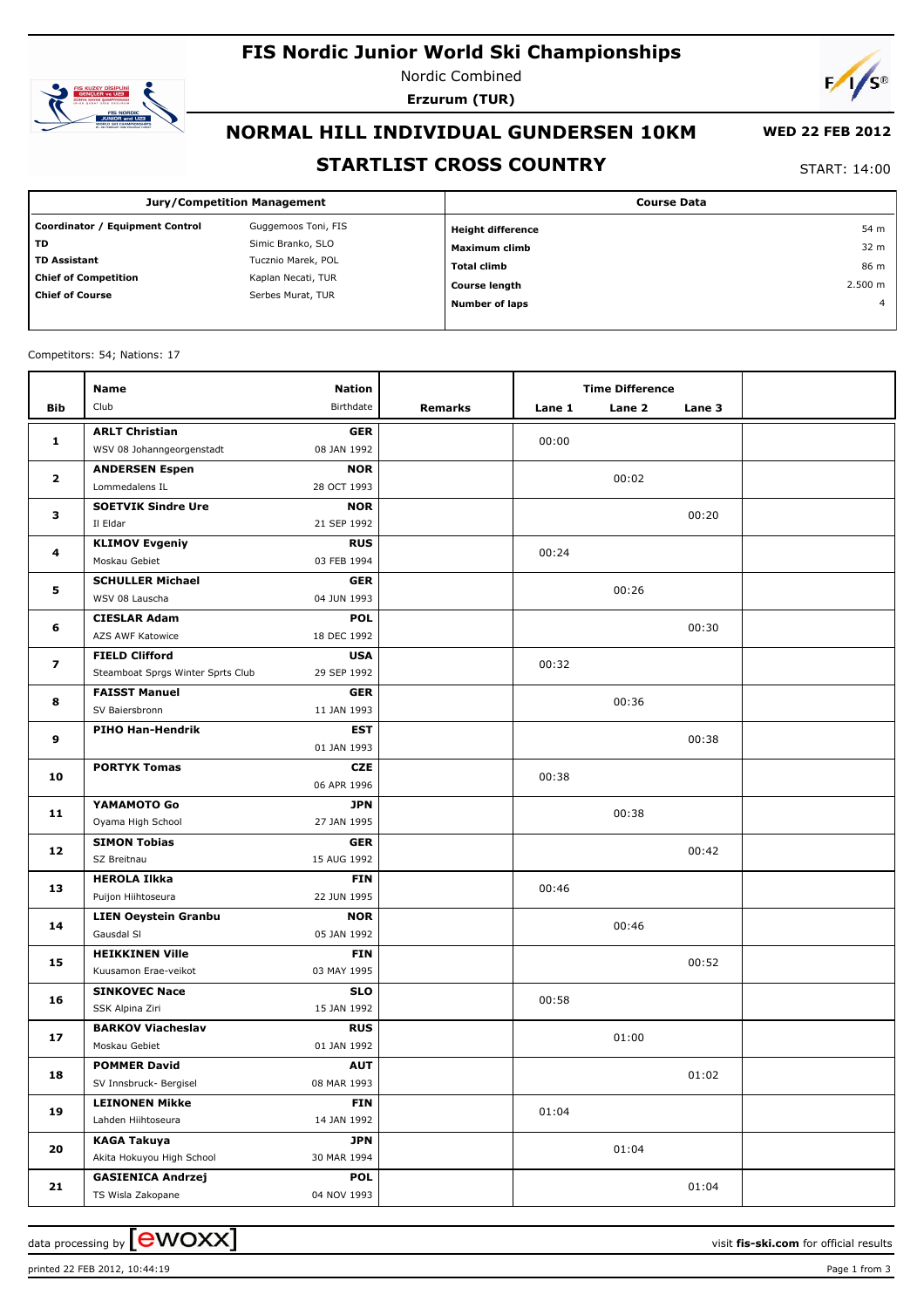# FIS Nordic Junior World Ski Championships

Nordic Combined

**Erzurum (TUR)**

## NORMAL HILL INDIVIDUAL GUNDERSEN 10KM

**WED 22 FEB 2012**

## STARTLIST CROSS COUNTRY

START: 14:00

| Jury/Competition Management | | Course Data | |
|---|---|---|---|
| **Coordinator / Equipment Control** | Guggemoos Toni, FIS | **Height difference** | 54 m |
| **TD** | Simic Branko, SLO | **Maximum climb** | 32 m |
| **TD Assistant** | Tucznio Marek, POL | **Total climb** | 86 m |
| **Chief of Competition** | Kaplan Necati, TUR | **Course length** | 2.500 m |
| **Chief of Course** | Serbes Murat, TUR | **Number of laps** | 4 |

Competitors: 54; Nations: 17

| Bib | Name / Club | Nation / Birthdate | Remarks | Lane 1 | Lane 2 | Lane 3 | |
|---|---|---|---|---|---|---|---|
| 1 | **ARLT Christian**<br>WSV 08 Johanngeorgenstadt | **GER**<br>08 JAN 1992 | | 00:00 | | | |
| 2 | **ANDERSEN Espen**<br>Lommedalens IL | **NOR**<br>28 OCT 1993 | | | 00:02 | | |
| 3 | **SOETVIK Sindre Ure**<br>Il Eldar | **NOR**<br>21 SEP 1992 | | | | 00:20 | |
| 4 | **KLIMOV Evgeniy**<br>Moskau Gebiet | **RUS**<br>03 FEB 1994 | | 00:24 | | | |
| 5 | **SCHULLER Michael**<br>WSV 08 Lauscha | **GER**<br>04 JUN 1993 | | | 00:26 | | |
| 6 | **CIESLAR Adam**<br>AZS AWF Katowice | **POL**<br>18 DEC 1992 | | | | 00:30 | |
| 7 | **FIELD Clifford**<br>Steamboat Sprgs Winter Sprts Club | **USA**<br>29 SEP 1992 | | 00:32 | | | |
| 8 | **FAISST Manuel**<br>SV Baiersbronn | **GER**<br>11 JAN 1993 | | | 00:36 | | |
| 9 | **PIHO Han-Hendrik** | **EST**<br>01 JAN 1993 | | | | 00:38 | |
| 10 | **PORTYK Tomas** | **CZE**<br>06 APR 1996 | | 00:38 | | | |
| 11 | **YAMAMOTO Go**<br>Oyama High School | **JPN**<br>27 JAN 1995 | | | 00:38 | | |
| 12 | **SIMON Tobias**<br>SZ Breitnau | **GER**<br>15 AUG 1992 | | | | 00:42 | |
| 13 | **HEROLA Ilkka**<br>Puijon Hiihtoseura | **FIN**<br>22 JUN 1995 | | 00:46 | | | |
| 14 | **LIEN Oeystein Granbu**<br>Gausdal SI | **NOR**<br>05 JAN 1992 | | | 00:46 | | |
| 15 | **HEIKKINEN Ville**<br>Kuusamon Erae-veikot | **FIN**<br>03 MAY 1995 | | | | 00:52 | |
| 16 | **SINKOVEC Nace**<br>SSK Alpina Ziri | **SLO**<br>15 JAN 1992 | | 00:58 | | | |
| 17 | **BARKOV Viacheslav**<br>Moskau Gebiet | **RUS**<br>01 JAN 1992 | | | 01:00 | | |
| 18 | **POMMER David**<br>SV Innsbruck- Bergisel | **AUT**<br>08 MAR 1993 | | | | 01:02 | |
| 19 | **LEINONEN Mikke**<br>Lahden Hiihtoseura | **FIN**<br>14 JAN 1992 | | 01:04 | | | |
| 20 | **KAGA Takuya**<br>Akita Hokuyou High School | **JPN**<br>30 MAR 1994 | | | 01:04 | | |
| 21 | **GASIENICA Andrzej**<br>TS Wisla Zakopane | **POL**<br>04 NOV 1993 | | | | 01:04 | |

data processing by ewoxx — visit fis-ski.com for official results

printed 22 FEB 2012, 10:44:19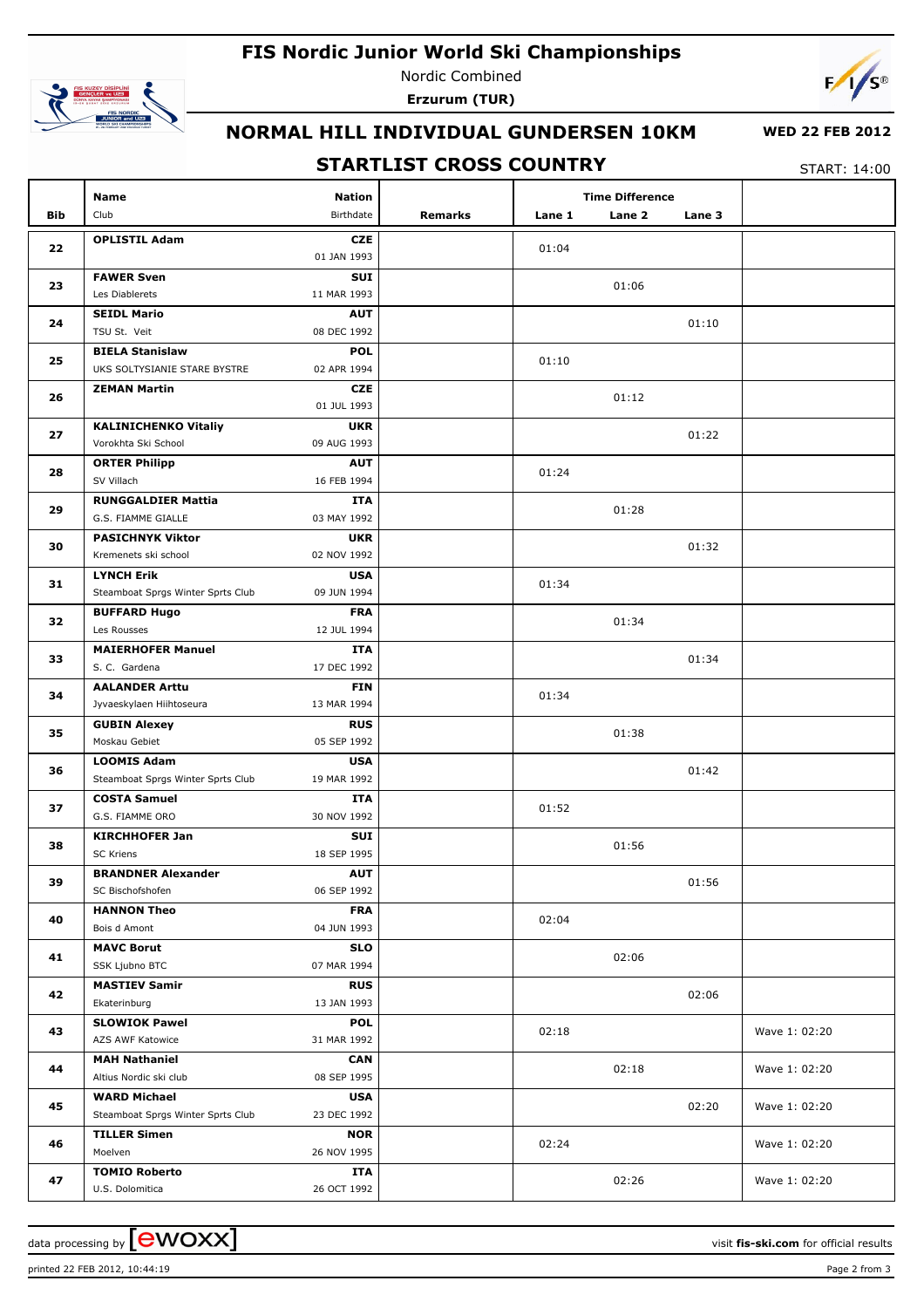# FIS Nordic Junior World Ski Championships

Nordic Combined

**Erzurum (TUR)**

## NORMAL HILL INDIVIDUAL GUNDERSEN 10KM

**WED 22 FEB 2012**

## STARTLIST CROSS COUNTRY

START: 14:00

| Bib | Name / Club | Nation / Birthdate | Remarks | Lane 1 | Lane 2 | Lane 3 | |
|---|---|---|---|---|---|---|---|
| 22 | **OPLISTIL Adam** | **CZE** 01 JAN 1993 | | 01:04 | | | |
| 23 | **FAWER Sven** Les Diablerets | **SUI** 11 MAR 1993 | | | 01:06 | | |
| 24 | **SEIDL Mario** TSU St. Veit | **AUT** 08 DEC 1992 | | | | 01:10 | |
| 25 | **BIELA Stanislaw** UKS SOLTYSIANIE STARE BYSTRE | **POL** 02 APR 1994 | | 01:10 | | | |
| 26 | **ZEMAN Martin** | **CZE** 01 JUL 1993 | | | 01:12 | | |
| 27 | **KALINICHENKO Vitaliy** Vorokhta Ski School | **UKR** 09 AUG 1993 | | | | 01:22 | |
| 28 | **ORTER Philipp** SV Villach | **AUT** 16 FEB 1994 | | 01:24 | | | |
| 29 | **RUNGGALDIER Mattia** G.S. FIAMME GIALLE | **ITA** 03 MAY 1992 | | | 01:28 | | |
| 30 | **PASICHNYK Viktor** Kremenets ski school | **UKR** 02 NOV 1992 | | | | 01:32 | |
| 31 | **LYNCH Erik** Steamboat Sprgs Winter Sprts Club | **USA** 09 JUN 1994 | | 01:34 | | | |
| 32 | **BUFFARD Hugo** Les Rousses | **FRA** 12 JUL 1994 | | | 01:34 | | |
| 33 | **MAIERHOFER Manuel** S. C. Gardena | **ITA** 17 DEC 1992 | | | | 01:34 | |
| 34 | **AALANDER Arttu** Jyvaeskylaen Hiihtoseura | **FIN** 13 MAR 1994 | | 01:34 | | | |
| 35 | **GUBIN Alexey** Moskau Gebiet | **RUS** 05 SEP 1992 | | | 01:38 | | |
| 36 | **LOOMIS Adam** Steamboat Sprgs Winter Sprts Club | **USA** 19 MAR 1992 | | | | 01:42 | |
| 37 | **COSTA Samuel** G.S. FIAMME ORO | **ITA** 30 NOV 1992 | | 01:52 | | | |
| 38 | **KIRCHHOFER Jan** SC Kriens | **SUI** 18 SEP 1995 | | | 01:56 | | |
| 39 | **BRANDNER Alexander** SC Bischofshofen | **AUT** 06 SEP 1992 | | | | 01:56 | |
| 40 | **HANNON Theo** Bois d Amont | **FRA** 04 JUN 1993 | | 02:04 | | | |
| 41 | **MAVC Borut** SSK Ljubno BTC | **SLO** 07 MAR 1994 | | | 02:06 | | |
| 42 | **MASTIEV Samir** Ekaterinburg | **RUS** 13 JAN 1993 | | | | 02:06 | |
| 43 | **SLOWIOK Pawel** AZS AWF Katowice | **POL** 31 MAR 1992 | | 02:18 | | | Wave 1: 02:20 |
| 44 | **MAH Nathaniel** Altius Nordic ski club | **CAN** 08 SEP 1995 | | | 02:18 | | Wave 1: 02:20 |
| 45 | **WARD Michael** Steamboat Sprgs Winter Sprts Club | **USA** 23 DEC 1992 | | | | 02:20 | Wave 1: 02:20 |
| 46 | **TILLER Simen** Moelven | **NOR** 26 NOV 1995 | | 02:24 | | | Wave 1: 02:20 |
| 47 | **TOMIO Roberto** U.S. Dolomitica | **ITA** 26 OCT 1992 | | | 02:26 | | Wave 1: 02:20 |

data processing by ewoxx — visit fis-ski.com for official results

printed 22 FEB 2012, 10:44:19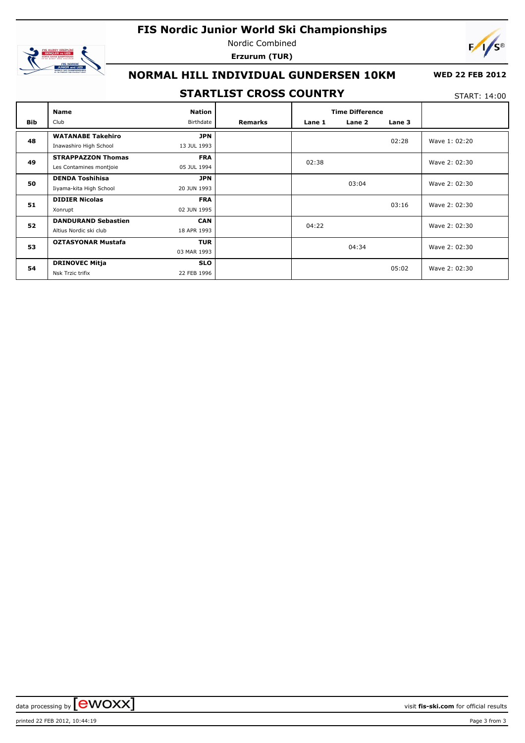# FIS Nordic Junior World Ski Championships

Nordic Combined

**Erzurum (TUR)**

## NORMAL HILL INDIVIDUAL GUNDERSEN 10KM

**WED 22 FEB 2012**

## STARTLIST CROSS COUNTRY

START: 14:00

| Bib | Name / Club | Nation / Birthdate | Remarks | Time Difference Lane 1 | Time Difference Lane 2 | Time Difference Lane 3 | |
|---|---|---|---|---|---|---|---|
| 48 | **WATANABE Takehiro** Inawashiro High School | **JPN** 13 JUL 1993 | | | | 02:28 | Wave 1: 02:20 |
| 49 | **STRAPPAZZON Thomas** Les Contamines montjoie | **FRA** 05 JUL 1994 | | 02:38 | | | Wave 2: 02:30 |
| 50 | **DENDA Toshihisa** Iiyama-kita High School | **JPN** 20 JUN 1993 | | | 03:04 | | Wave 2: 02:30 |
| 51 | **DIDIER Nicolas** Xonrupt | **FRA** 02 JUN 1995 | | | | 03:16 | Wave 2: 02:30 |
| 52 | **DANDURAND Sebastien** Altius Nordic ski club | **CAN** 18 APR 1993 | | 04:22 | | | Wave 2: 02:30 |
| 53 | **OZTASYONAR Mustafa** | **TUR** 03 MAR 1993 | | | 04:34 | | Wave 2: 02:30 |
| 54 | **DRINOVEC Mitja** Nsk Trzic trifix | **SLO** 22 FEB 1996 | | | | 05:02 | Wave 2: 02:30 |

data processing by [ewoxx] visit **fis-ski.com** for official results

printed 22 FEB 2012, 10:44:19